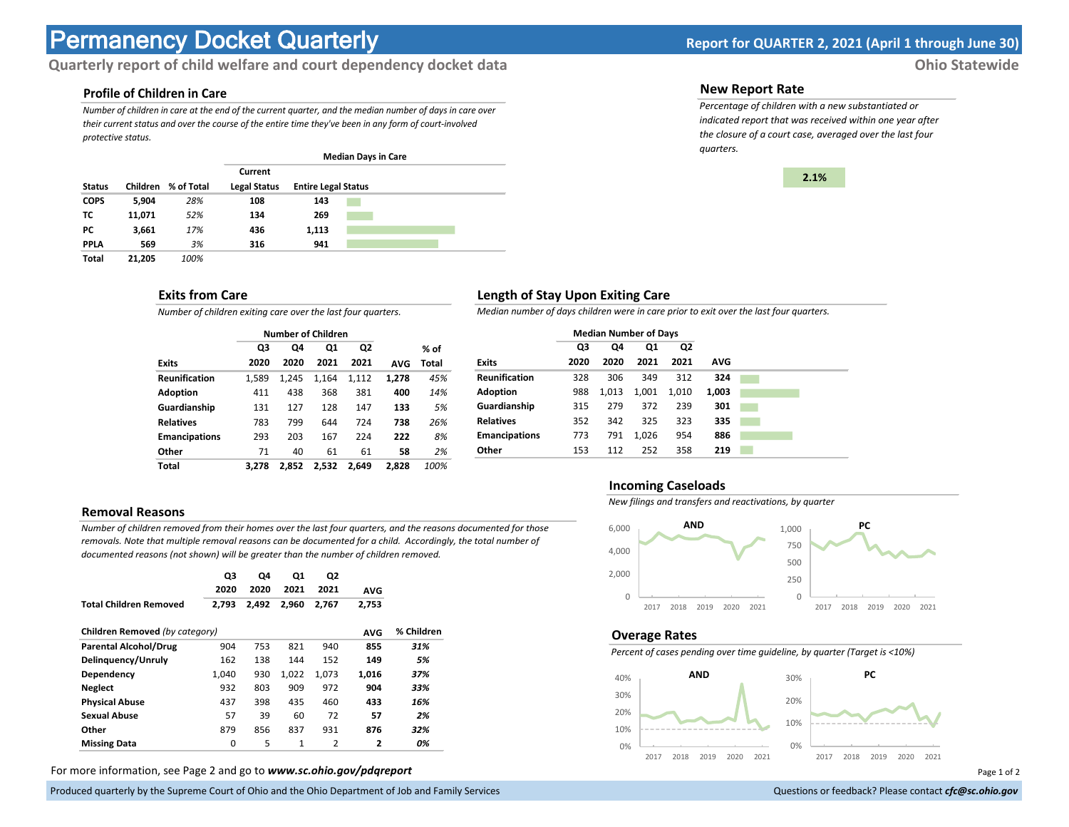# Permanency Docket Quarterly

**Report for QUARTER 2, 2021 (April 1 through June 30)**

**Quarterly report of child welfare and court dependency docket data** — **Ohio Statewide**

## Profile of Children in Care

*Number of children in care at the end of the current quarter, and the median number of days in care over their current status and over the course of the entire time they've been in any form of court-involved protective status.*

| | | | Median Days in Care | |
|---|---|---|---|---|
| **Status** | **Children** | **% of Total** | **Current Legal Status** | **Entire Legal Status** |
| **COPS** | **5,904** | *28%* | **108** | **143** |
| **TC** | **11,071** | *52%* | **134** | **269** |
| **PC** | **3,661** | *17%* | **436** | **1,113** |
| **PPLA** | **569** | *3%* | **316** | **941** |
| **Total** | **21,205** | *100%* | | |

## New Report Rate

*Percentage of children with a new substantiated or indicated report that was received within one year after the closure of a court case, averaged over the last four quarters.*

**2.1%**

## Exits from Care

*Number of children exiting care over the last four quarters.*

| | Number of Children | | | | | |
|---|---|---|---|---|---|---|
| **Exits** | **Q3 2020** | **Q4 2020** | **Q1 2021** | **Q2 2021** | **AVG** | **% of Total** |
| **Reunification** | 1,589 | 1,245 | 1,164 | 1,112 | **1,278** | *45%* |
| **Adoption** | 411 | 438 | 368 | 381 | **400** | *14%* |
| **Guardianship** | 131 | 127 | 128 | 147 | **133** | *5%* |
| **Relatives** | 783 | 799 | 644 | 724 | **738** | *26%* |
| **Emancipations** | 293 | 203 | 167 | 224 | **222** | *8%* |
| **Other** | 71 | 40 | 61 | 61 | **58** | *2%* |
| **Total** | **3,278** | **2,852** | **2,532** | **2,649** | **2,828** | *100%* |

## Length of Stay Upon Exiting Care

*Median number of days children were in care prior to exit over the last four quarters.*

| | Median Number of Days | | | | |
|---|---|---|---|---|---|
| **Exits** | **Q3 2020** | **Q4 2020** | **Q1 2021** | **Q2 2021** | **AVG** |
| **Reunification** | 328 | 306 | 349 | 312 | **324** |
| **Adoption** | 988 | 1,013 | 1,001 | 1,010 | **1,003** |
| **Guardianship** | 315 | 279 | 372 | 239 | **301** |
| **Relatives** | 352 | 342 | 325 | 323 | **335** |
| **Emancipations** | 773 | 791 | 1,026 | 954 | **886** |
| **Other** | 153 | 112 | 252 | 358 | **219** |

## Removal Reasons

*Number of children removed from their homes over the last four quarters, and the reasons documented for those removals. Note that multiple removal reasons can be documented for a child. Accordingly, the total number of documented reasons (not shown) will be greater than the number of children removed.*

| | **Q3 2020** | **Q4 2020** | **Q1 2021** | **Q2 2021** | **AVG** |
|---|---|---|---|---|---|
| **Total Children Removed** | **2,793** | **2,492** | **2,960** | **2,767** | **2,753** |

| **Children Removed** *(by category)* | | | | | **AVG** | **% Children** |
|---|---|---|---|---|---|---|
| **Parental Alcohol/Drug** | 904 | 753 | 821 | 940 | **855** | ***31%*** |
| **Delinquency/Unruly** | 162 | 138 | 144 | 152 | **149** | ***5%*** |
| **Dependency** | 1,040 | 930 | 1,022 | 1,073 | **1,016** | ***37%*** |
| **Neglect** | 932 | 803 | 909 | 972 | **904** | ***33%*** |
| **Physical Abuse** | 437 | 398 | 435 | 460 | **433** | ***16%*** |
| **Sexual Abuse** | 57 | 39 | 60 | 72 | **57** | ***2%*** |
| **Other** | 879 | 856 | 837 | 931 | **876** | ***32%*** |
| **Missing Data** | 0 | 5 | 1 | 2 | **2** | ***0%*** |

## Incoming Caseloads

*New filings and transfers and reactivations, by quarter*

**AND** | **PC**

## Overage Rates

*Percent of cases pending over time guideline, by quarter (Target is <10%)*

**AND** | **PC**

For more information, see Page 2 and go to ***www.sc.ohio.gov/pdqreport***

Produced quarterly by the Supreme Court of Ohio and the Ohio Department of Job and Family Services — Questions or feedback? Please contact ***cfc@sc.ohio.gov***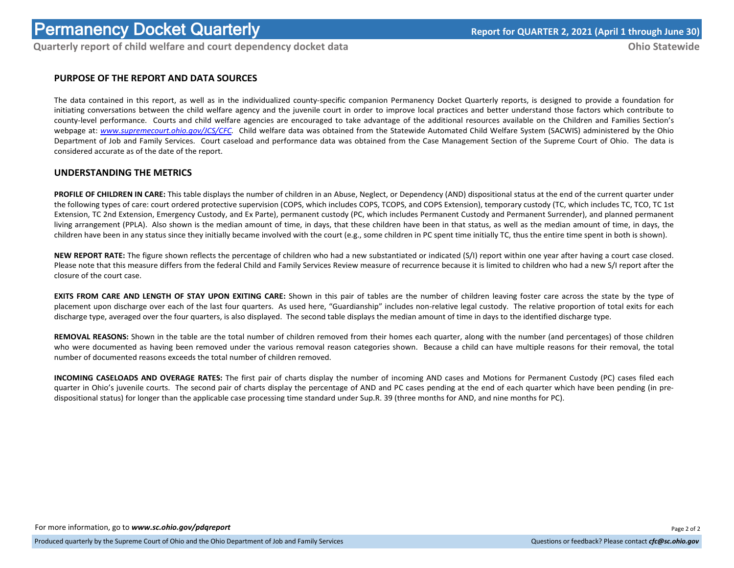# Permanency Docket Quarterly

**Report for QUARTER 2, 2021 (April 1 through June 30)**

**Quarterly report of child welfare and court dependency docket data**

**Ohio Statewide**

## PURPOSE OF THE REPORT AND DATA SOURCES

The data contained in this report, as well as in the individualized county-specific companion Permanency Docket Quarterly reports, is designed to provide a foundation for initiating conversations between the child welfare agency and the juvenile court in order to improve local practices and better understand those factors which contribute to county-level performance. Courts and child welfare agencies are encouraged to take advantage of the additional resources available on the Children and Families Section's webpage at: *www.supremecourt.ohio.gov/JCS/CFC*. Child welfare data was obtained from the Statewide Automated Child Welfare System (SACWIS) administered by the Ohio Department of Job and Family Services. Court caseload and performance data was obtained from the Case Management Section of the Supreme Court of Ohio. The data is considered accurate as of the date of the report.

## UNDERSTANDING THE METRICS

**PROFILE OF CHILDREN IN CARE:** This table displays the number of children in an Abuse, Neglect, or Dependency (AND) dispositional status at the end of the current quarter under the following types of care: court ordered protective supervision (COPS, which includes COPS, TCOPS, and COPS Extension), temporary custody (TC, which includes TC, TCO, TC 1st Extension, TC 2nd Extension, Emergency Custody, and Ex Parte), permanent custody (PC, which includes Permanent Custody and Permanent Surrender), and planned permanent living arrangement (PPLA). Also shown is the median amount of time, in days, that these children have been in that status, as well as the median amount of time, in days, the children have been in any status since they initially became involved with the court (e.g., some children in PC spent time initially TC, thus the entire time spent in both is shown).

**NEW REPORT RATE:** The figure shown reflects the percentage of children who had a new substantiated or indicated (S/I) report within one year after having a court case closed. Please note that this measure differs from the federal Child and Family Services Review measure of recurrence because it is limited to children who had a new S/I report after the closure of the court case.

**EXITS FROM CARE AND LENGTH OF STAY UPON EXITING CARE:** Shown in this pair of tables are the number of children leaving foster care across the state by the type of placement upon discharge over each of the last four quarters. As used here, "Guardianship" includes non-relative legal custody. The relative proportion of total exits for each discharge type, averaged over the four quarters, is also displayed. The second table displays the median amount of time in days to the identified discharge type.

**REMOVAL REASONS:** Shown in the table are the total number of children removed from their homes each quarter, along with the number (and percentages) of those children who were documented as having been removed under the various removal reason categories shown. Because a child can have multiple reasons for their removal, the total number of documented reasons exceeds the total number of children removed.

**INCOMING CASELOADS AND OVERAGE RATES:** The first pair of charts display the number of incoming AND cases and Motions for Permanent Custody (PC) cases filed each quarter in Ohio's juvenile courts. The second pair of charts display the percentage of AND and PC cases pending at the end of each quarter which have been pending (in pre-dispositional status) for longer than the applicable case processing time standard under Sup.R. 39 (three months for AND, and nine months for PC).

For more information, go to ***www.sc.ohio.gov/pdqreport***

Produced quarterly by the Supreme Court of Ohio and the Ohio Department of Job and Family Services

Questions or feedback? Please contact ***cfc@sc.ohio.gov***